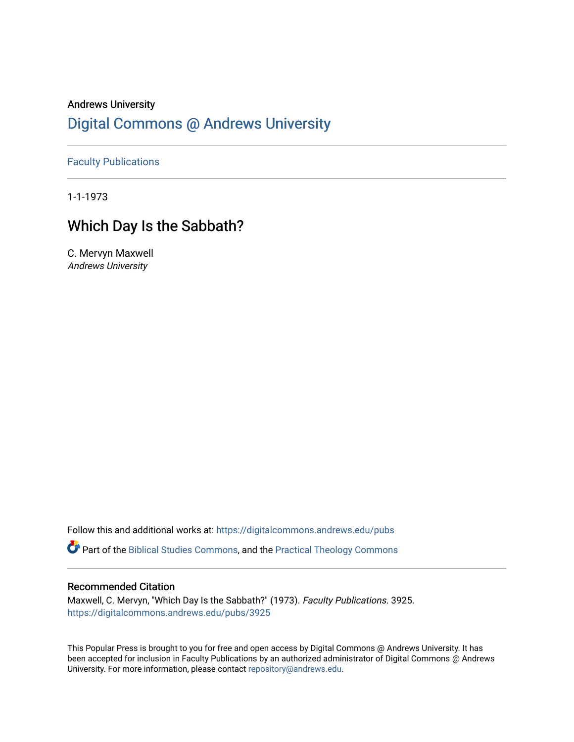Andrews University

# Digital Commons @ Andrews University

Faculty Publications

1-1-1973

## Which Day Is the Sabbath?

C. Mervyn Maxwell
*Andrews University*

Follow this and additional works at: https://digitalcommons.andrews.edu/pubs

Part of the Biblical Studies Commons, and the Practical Theology Commons

### Recommended Citation

Maxwell, C. Mervyn, "Which Day Is the Sabbath?" (1973). *Faculty Publications*. 3925.
https://digitalcommons.andrews.edu/pubs/3925

This Popular Press is brought to you for free and open access by Digital Commons @ Andrews University. It has been accepted for inclusion in Faculty Publications by an authorized administrator of Digital Commons @ Andrews University. For more information, please contact repository@andrews.edu.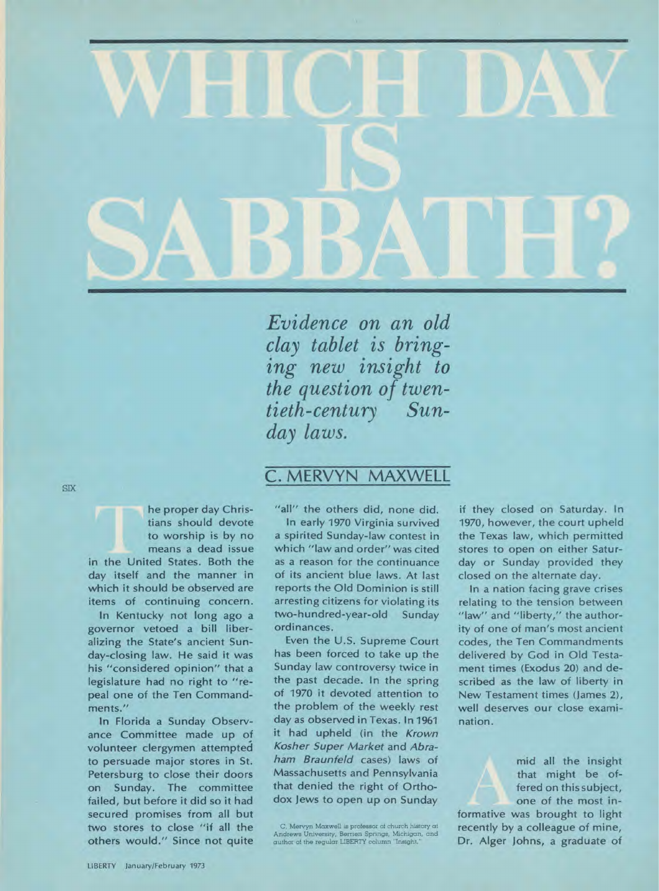# WHICH DAY IS SABBATH?

*Evidence on an old clay tablet is bringing new insight to the question of twentieth-century Sunday laws.*

## C. MERVYN MAXWELL

The proper day Christians should devote to worship is by no means a dead issue in the United States. Both the day itself and the manner in which it should be observed are items of continuing concern.

In Kentucky not long ago a governor vetoed a bill liberalizing the State's ancient Sunday-closing law. He said it was his "considered opinion" that a legislature had no right to "repeal one of the Ten Commandments."

In Florida a Sunday Observance Committee made up of volunteer clergymen attempted to persuade major stores in St. Petersburg to close their doors on Sunday. The committee failed, but before it did so it had secured promises from all but two stores to close "if all the others would." Since not quite "all" the others did, none did.

In early 1970 Virginia survived a spirited Sunday-law contest in which "law and order" was cited as a reason for the continuance of its ancient blue laws. At last reports the Old Dominion is still arresting citizens for violating its two-hundred-year-old Sunday ordinances.

Even the U.S. Supreme Court has been forced to take up the Sunday law controversy twice in the past decade. In the spring of 1970 it devoted attention to the problem of the weekly rest day as observed in Texas. In 1961 it had upheld (in the *Krown Kosher Super Market* and *Abraham Braunfeld* cases) laws of Massachusetts and Pennsylvania that denied the right of Orthodox Jews to open up on Sunday if they closed on Saturday. In 1970, however, the court upheld the Texas law, which permitted stores to open on either Saturday or Sunday provided they closed on the alternate day.

In a nation facing grave crises relating to the tension between "law" and "liberty," the authority of one of man's most ancient codes, the Ten Commandments delivered by God in Old Testament times (Exodus 20) and described as the law of liberty in New Testament times (James 2), well deserves our close examination.

Amid all the insight that might be offered on this subject, one of the most informative was brought to light recently by a colleague of mine, Dr. Alger Johns, a graduate of

C. Mervyn Maxwell is professor of church history at Andrews University, Berrien Springs, Michigan, and author of the regular LIBERTY column "Insight."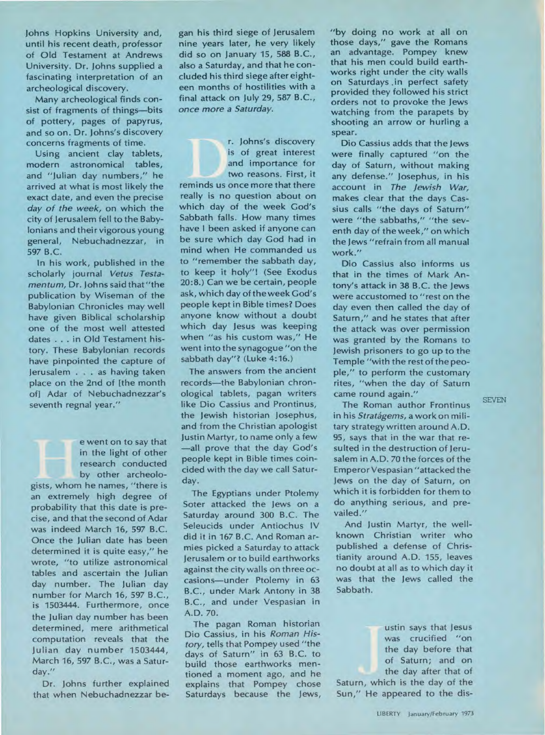Johns Hopkins University and, until his recent death, professor of Old Testament at Andrews University. Dr. Johns supplied a fascinating interpretation of an archeological discovery.

Many archeological finds consist of fragments of things—bits of pottery, pages of papyrus, and so on. Dr. Johns's discovery concerns fragments of time.

Using ancient clay tablets, modern astronomical tables, and "Julian day numbers," he arrived at what is most likely the exact date, and even the precise *day of the week*, on which the city of Jerusalem fell to the Babylonians and their vigorous young general, Nebuchadnezzar, in 597 B.C.

In his work, published in the scholarly journal *Vetus Testamentum*, Dr. Johns said that "the publication by Wiseman of the Babylonian Chronicles may well have given Biblical scholarship one of the most well attested dates . . . in Old Testament history. These Babylonian records have pinpointed the capture of Jerusalem . . . as having taken place on the 2nd of [the month of] Adar of Nebuchadnezzar's seventh regnal year."

He went on to say that in the light of other research conducted by other archeologists, whom he names, "there is an extremely high degree of probability that this date is precise, and that the second of Adar was indeed March 16, 597 B.C. Once the Julian date has been determined it is quite easy," he wrote, "to utilize astronomical tables and ascertain the Julian day number. The Julian day number for March 16, 597 B.C., is 1503444. Furthermore, once the Julian day number has been determined, mere arithmetical computation reveals that the Julian day number 1503444, March 16, 597 B.C., was a Saturday."

Dr. Johns further explained that when Nebuchadnezzar began his third siege of Jerusalem nine years later, he very likely did so on January 15, 588 B.C., also a Saturday, and that he concluded his third siege after eighteen months of hostilities with a final attack on July 29, 587 B.C., *once more a Saturday*.

Dr. Johns's discovery is of great interest and importance for two reasons. First, it reminds us once more that there really is no question about on which day of the week God's Sabbath falls. How many times have I been asked if anyone can be sure which day God had in mind when He commanded us to "remember the sabbath day, to keep it holy"! (See Exodus 20:8.) Can we be certain, people ask, which day of the week God's people kept in Bible times? Does anyone know without a doubt which day Jesus was keeping when "as his custom was," He went into the synagogue "on the sabbath day"? (Luke 4:16.)

The answers from the ancient records—the Babylonian chronological tablets, pagan writers like Dio Cassius and Prontinus, the Jewish historian Josephus, and from the Christian apologist Justin Martyr, to name only a few—all prove that the day God's people kept in Bible times coincided with the day we call Saturday.

The Egyptians under Ptolemy Soter attacked the Jews on a Saturday around 300 B.C. The Seleucids under Antiochus IV did it in 167 B.C. And Roman armies picked a Saturday to attack Jerusalem or to build earthworks against the city walls on three occasions—under Ptolemy in 63 B.C., under Mark Antony in 38 B.C., and under Vespasian in A.D. 70.

The pagan Roman historian Dio Cassius, in his *Roman History*, tells that Pompey used "the days of Saturn" in 63 B.C. to build those earthworks mentioned a moment ago, and he explains that Pompey chose Saturdays because the Jews, "by doing no work at all on those days," gave the Romans an advantage. Pompey knew that his men could build earthworks right under the city walls on Saturdays in perfect safety provided they followed his strict orders not to provoke the Jews watching from the parapets by shooting an arrow or hurling a spear.

Dio Cassius adds that the Jews were finally captured "on the day of Saturn, without making any defense." Josephus, in his account in *The Jewish War*, makes clear that the days Cassius calls "the days of Saturn" were "the sabbaths," "the seventh day of the week," on which the Jews "refrain from all manual work."

Dio Cassius also informs us that in the times of Mark Antony's attack in 38 B.C. the Jews were accustomed to "rest on the day even then called the day of Saturn," and he states that after the attack was over permission was granted by the Romans to Jewish prisoners to go up to the Temple "with the rest of the people," to perform the customary rites, "when the day of Saturn came round again."

The Roman author Frontinus in his *Stratagems*, a work on military strategy written around A.D. 95, says that in the war that resulted in the destruction of Jerusalem in A.D. 70 the forces of the Emperor Vespasian "attacked the Jews on the day of Saturn, on which it is forbidden for them to do anything serious, and prevailed."

And Justin Martyr, the well-known Christian writer who published a defense of Christianity around A.D. 155, leaves no doubt at all as to which day it was that the Jews called the Sabbath.

Justin says that Jesus was crucified "on the day before that of Saturn; and on the day after that of Saturn, which is the day of the Sun," He appeared to the dis-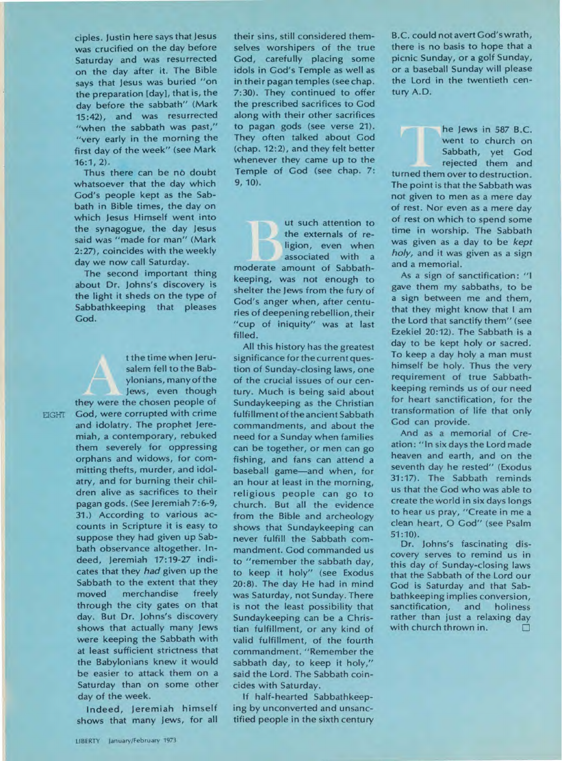ciples. Justin here says that Jesus was crucified on the day before Saturday and was resurrected on the day after it. The Bible says that Jesus was buried "on the preparation [day], that is, the day before the sabbath" (Mark 15:42), and was resurrected "when the sabbath was past," "very early in the morning the first day of the week" (see Mark 16:1, 2).

Thus there can be nó doubt whatsoever that the day which God's people kept as the Sabbath in Bible times, the day on which Jesus Himself went into the synagogue, the day Jesus said was "made for man" (Mark 2:27), coincides with the weekly day we now call Saturday.

The second important thing about Dr. Johns's discovery is the light it sheds on the type of Sabbathkeeping that pleases God.

At the time when Jerusalem fell to the Babylonians, many of the Jews, even though they were the chosen people of God, were corrupted with crime and idolatry. The prophet Jeremiah, a contemporary, rebuked them severely for oppressing orphans and widows, for committing thefts, murder, and idolatry, and for burning their children alive as sacrifices to their pagan gods. (See Jeremiah 7:6-9, 31.) According to various accounts in Scripture it is easy to suppose they had given up Sabbath observance altogether. Indeed, Jeremiah 17:19-27 indicates that they *had* given up the Sabbath to the extent that they moved merchandise freely through the city gates on that day. But Dr. Johns's discovery shows that actually many Jews were keeping the Sabbath with at least sufficient strictness that the Babylonians knew it would be easier to attack them on a Saturday than on some other day of the week.

Indeed, Jeremiah himself shows that many Jews, for all their sins, still considered themselves worshipers of the true God, carefully placing some idols in God's Temple as well as in their pagan temples (see chap. 7:30). They continued to offer the prescribed sacrifices to God along with their other sacrifices to pagan gods (see verse 21). They often talked about God (chap. 12:2), and they felt better whenever they came up to the Temple of God (see chap. 7:9, 10).

But such attention to the externals of religion, even when associated with a moderate amount of Sabbathkeeping, was not enough to shelter the Jews from the fury of God's anger when, after centuries of deepening rebellion, their "cup of iniquity" was at last filled.

All this history has the greatest significance for the current question of Sunday-closing laws, one of the crucial issues of our century. Much is being said about Sundaykeeping as the Christian fulfillment of the ancient Sabbath commandments, and about the need for a Sunday when families can be together, or men can go fishing, and fans can attend a baseball game—and when, for an hour at least in the morning, religious people can go to church. But all the evidence from the Bible and archeology shows that Sundaykeeping can never fulfill the Sabbath commandment. God commanded us to "remember the sabbath day, to keep it holy" (see Exodus 20:8). The day He had in mind was Saturday, not Sunday. There is not the least possibility that Sundaykeeping can be a Christian fulfillment, or any kind of valid fulfillment, of the fourth commandment. "Remember the sabbath day, to keep it holy," said the Lord. The Sabbath coincides with Saturday.

If half-hearted Sabbathkeeping by unconverted and unsanctified people in the sixth century B.C. could not avert God's wrath, there is no basis to hope that a picnic Sunday, or a golf Sunday, or a baseball Sunday will please the Lord in the twentieth century A.D.

The Jews in 587 B.C. went to church on Sabbath, yet God rejected them and turned them over to destruction. The point is that the Sabbath was not given to men as a mere day of rest. Nor even as a mere day of rest on which to spend some time in worship. The Sabbath was given as a day to be *kept holy*, and it was given as a sign and a memorial.

As a sign of sanctification: "I gave them my sabbaths, to be a sign between me and them, that they might know that I am the Lord that sanctify them" (see Ezekiel 20:12). The Sabbath is a day to be kept holy or sacred. To keep a day holy a man must himself be holy. Thus the very requirement of true Sabbathkeeping reminds us of our need for heart sanctification, for the transformation of life that only God can provide.

And as a memorial of Creation: "In six days the Lord made heaven and earth, and on the seventh day he rested" (Exodus 31:17). The Sabbath reminds us that the God who was able to create the world in six days longs to hear us pray, "Create in me a clean heart, O God" (see Psalm 51:10).

Dr. Johns's fascinating discovery serves to remind us in this day of Sunday-closing laws that the Sabbath of the Lord our God is Saturday and that Sabbathkeeping implies conversion, sanctification, and holiness rather than just a relaxing day with church thrown in. □